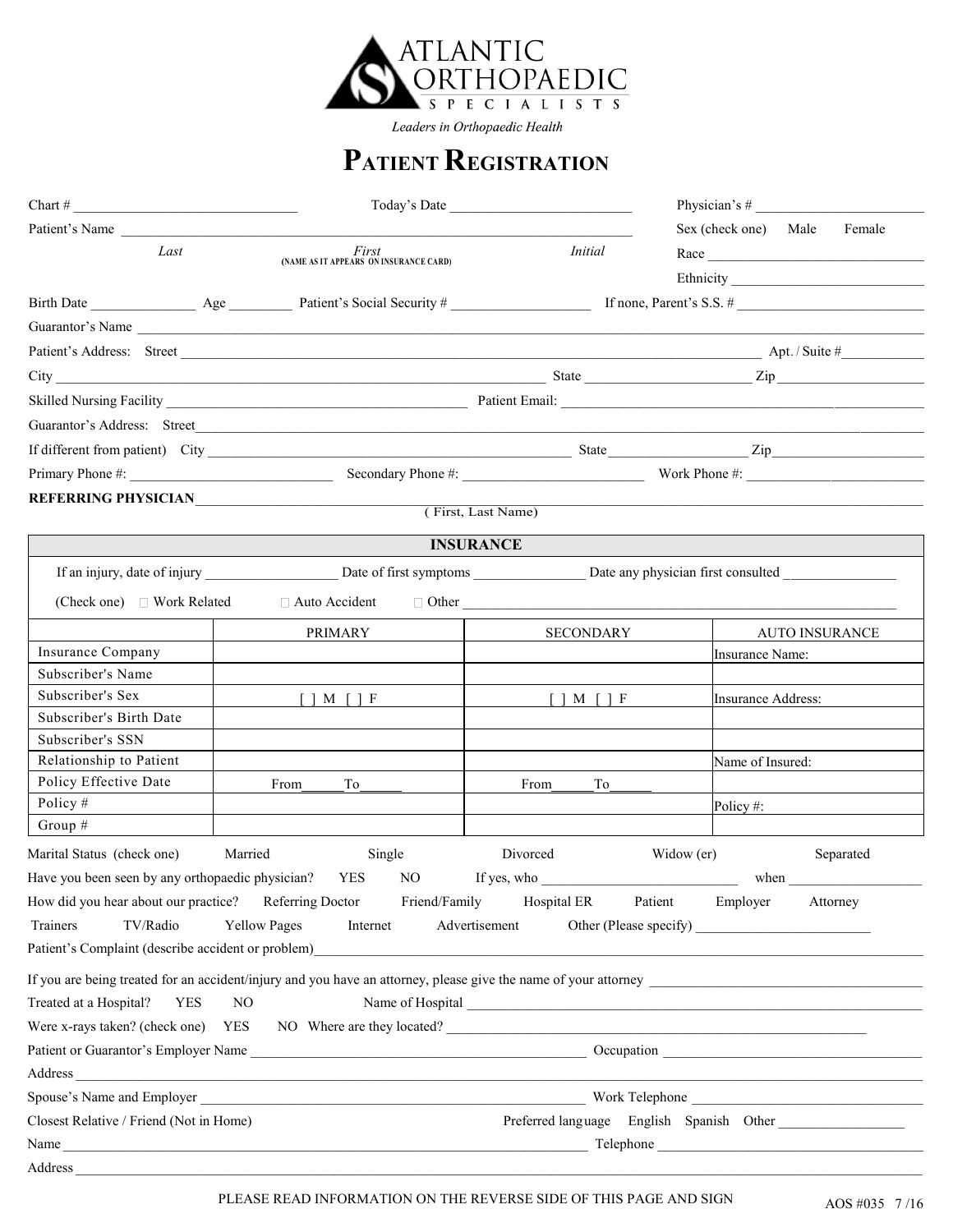ATLANTIC ORTHOPAEDIC SPECIALISTS

*Leaders in Orthopaedic Health*

# PATIENT REGISTRATION

Chart # ______________________________ Today's Date ________________________ Physician's # ______________________

Patient's Name ______________________________________________________________ Sex (check one) Male Female

*Last* *First* (NAME AS IT APPEARS ON INSURANCE CARD) *Initial* Race ______________________________

Ethnicity __________________________

Birth Date ______________ Age ________ Patient's Social Security # __________________ If none, Parent's S.S. # ________________________

Guarantor's Name ______________________________________________________________________________________________

Patient's Address: Street ______________________________________________________________________ Apt. / Suite #__________

City ______________________________________________________________ State ______________________ Zip ____________________

Skilled Nursing Facility ________________________________________ Patient Email: __________________________________________

Guarantor's Address: Street______________________________________________________________________________________

If different from patient) City ______________________________________________ State__________________ Zip_____________________

Primary Phone #: ___________________________ Secondary Phone #: ________________________ Work Phone #: ________________________

**REFERRING PHYSICIAN**______________________________________________________________________________________

( First, Last Name)

## INSURANCE

If an injury, date of injury __________________ Date of first symptoms _______________ Date any physician first consulted _______________

(Check one) ☐ Work Related ☐ Auto Accident ☐ Other ____________________________________________________________

| | PRIMARY | SECONDARY | AUTO INSURANCE |
|---|---|---|---|
| Insurance Company | | | Insurance Name: |
| Subscriber's Name | | | |
| Subscriber's Sex | [ ] M [ ] F | [ ] M [ ] F | Insurance Address: |
| Subscriber's Birth Date | | | |
| Subscriber's SSN | | | |
| Relationship to Patient | | | Name of Insured: |
| Policy Effective Date | From_____To______ | From_____To______ | |
| Policy # | | | Policy #: |
| Group # | | | |

Marital Status (check one) Married Single Divorced Widow (er) Separated

Have you been seen by any orthopaedic physician? YES NO If yes, who ___________________________ when __________________

How did you hear about our practice? Referring Doctor Friend/Family Hospital ER Patient Employer Attorney Trainers TV/Radio Yellow Pages Internet Advertisement Other (Please specify) ________________________

Patient's Complaint (describe accident or problem)_______________________________________________________________________

If you are being treated for an accident/injury and you have an attorney, please give the name of your attorney ______________________________

Treated at a Hospital? YES NO Name of Hospital ___________________________________________________________________

Were x-rays taken? (check one) YES NO Where are they located? ______________________________________________________

Patient or Guarantor's Employer Name _______________________________________________ Occupation ____________________________

Address ______________________________________________________________________________________________________

Spouse's Name and Employer _________________________________________________ Work Telephone _____________________________

Closest Relative / Friend (Not in Home) Preferred language English Spanish Other _________________

Name ___________________________________________________________________________ Telephone _____________________________

Address ______________________________________________________________________________________________________

PLEASE READ INFORMATION ON THE REVERSE SIDE OF THIS PAGE AND SIGN

AOS #035 7 /16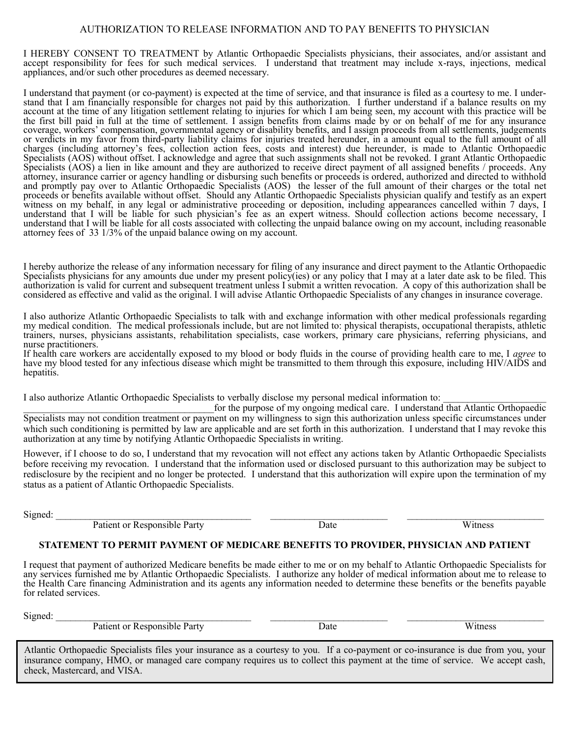# AUTHORIZATION TO RELEASE INFORMATION AND TO PAY BENEFITS TO PHYSICIAN

I HEREBY CONSENT TO TREATMENT by Atlantic Orthopaedic Specialists physicians, their associates, and/or assistant and accept responsibility for fees for such medical services. I understand that treatment may include x-rays, injections, medical appliances, and/or such other procedures as deemed necessary.

I understand that payment (or co-payment) is expected at the time of service, and that insurance is filed as a courtesy to me. I understand that I am financially responsible for charges not paid by this authorization. I further understand if a balance results on my account at the time of any litigation settlement relating to injuries for which I am being seen, my account with this practice will be the first bill paid in full at the time of settlement. I assign benefits from claims made by or on behalf of me for any insurance coverage, workers' compensation, governmental agency or disability benefits, and I assign proceeds from all settlements, judgements or verdicts in my favor from third-party liability claims for injuries treated hereunder, in a amount equal to the full amount of all charges (including attorney's fees, collection action fees, costs and interest) due hereunder, is made to Atlantic Orthopaedic Specialists (AOS) without offset. I acknowledge and agree that such assignments shall not be revoked. I grant Atlantic Orthopaedic Specialists (AOS) a lien in like amount and they are authorized to receive direct payment of all assigned benefits / proceeds. Any attorney, insurance carrier or agency handling or disbursing such benefits or proceeds is ordered, authorized and directed to withhold and promptly pay over to Atlantic Orthopaedic Specialists (AOS) the lesser of the full amount of their charges or the total net proceeds or benefits available without offset. Should any Atlantic Orthopaedic Specialists physician qualify and testify as an expert witness on my behalf, in any legal or administrative proceeding or deposition, including appearances cancelled within 7 days, I understand that I will be liable for such physician's fee as an expert witness. Should collection actions become necessary, I understand that I will be liable for all costs associated with collecting the unpaid balance owing on my account, including reasonable attorney fees of 33 1/3% of the unpaid balance owing on my account.

I hereby authorize the release of any information necessary for filing of any insurance and direct payment to the Atlantic Orthopaedic Specialists physicians for any amounts due under my present policy(ies) or any policy that I may at a later date ask to be filed. This authorization is valid for current and subsequent treatment unless I submit a written revocation. A copy of this authorization shall be considered as effective and valid as the original. I will advise Atlantic Orthopaedic Specialists of any changes in insurance coverage.

I also authorize Atlantic Orthopaedic Specialists to talk with and exchange information with other medical professionals regarding my medical condition. The medical professionals include, but are not limited to: physical therapists, occupational therapists, athletic trainers, nurses, physicians assistants, rehabilitation specialists, case workers, primary care physicians, referring physicians, and nurse practitioners.

If health care workers are accidentally exposed to my blood or body fluids in the course of providing health care to me, I *agree* to have my blood tested for any infectious disease which might be transmitted to them through this exposure, including HIV/AIDS and hepatitis.

I also authorize Atlantic Orthopaedic Specialists to verbally disclose my personal medical information to: ____________________ ________________________________________for the purpose of my ongoing medical care. I understand that Atlantic Orthopaedic Specialists may not condition treatment or payment on my willingness to sign this authorization unless specific circumstances under which such conditioning is permitted by law are applicable and are set forth in this authorization. I understand that I may revoke this authorization at any time by notifying Atlantic Orthopaedic Specialists in writing.

However, if I choose to do so, I understand that my revocation will not effect any actions taken by Atlantic Orthopaedic Specialists before receiving my revocation. I understand that the information used or disclosed pursuant to this authorization may be subject to redisclosure by the recipient and no longer be protected. I understand that this authorization will expire upon the termination of my status as a patient of Atlantic Orthopaedic Specialists.

Signed: ________________________________________ ________________________ ____________________________

Patient or Responsible Party | Date | Witness

## STATEMENT TO PERMIT PAYMENT OF MEDICARE BENEFITS TO PROVIDER, PHYSICIAN AND PATIENT

I request that payment of authorized Medicare benefits be made either to me or on my behalf to Atlantic Orthopaedic Specialists for any services furnished me by Atlantic Orthopaedic Specialists. I authorize any holder of medical information about me to release to the Health Care financing Administration and its agents any information needed to determine these benefits or the benefits payable for related services.

Signed: ________________________________________ ________________________ ____________________________

Patient or Responsible Party | Date | Witness

Atlantic Orthopaedic Specialists files your insurance as a courtesy to you. If a co-payment or co-insurance is due from you, your insurance company, HMO, or managed care company requires us to collect this payment at the time of service. We accept cash, check, Mastercard, and VISA.